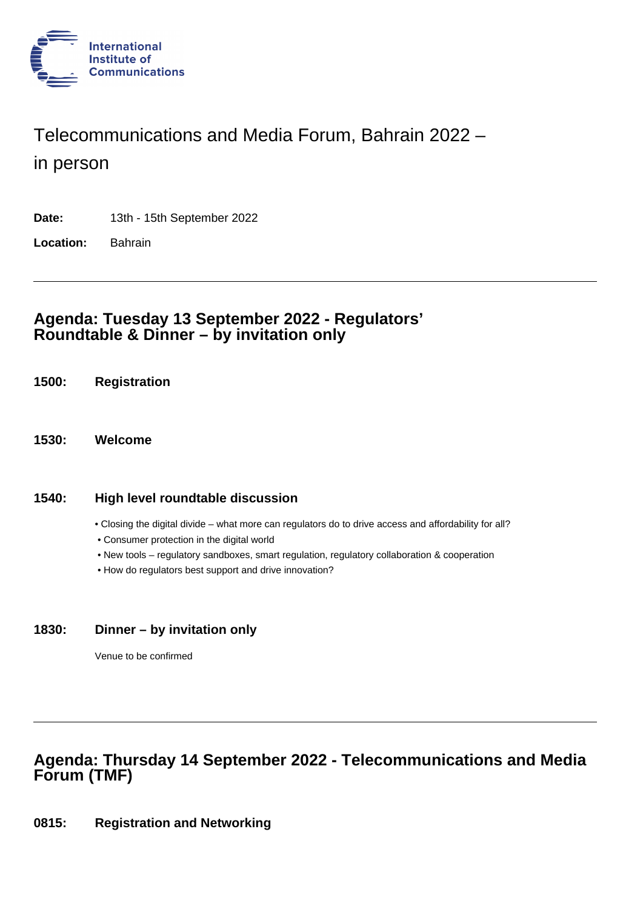International Institute of Communications

# Telecommunications and Media Forum, Bahrain 2022 – in person

**Date:** 13th - 15th September 2022

**Location:** Bahrain

---

## Agenda: Tuesday 13 September 2022 - Regulators' Roundtable & Dinner – by invitation only

**1500: Registration**

**1530: Welcome**

**1540: High level roundtable discussion**

- Closing the digital divide – what more can regulators do to drive access and affordability for all?
- Consumer protection in the digital world
- New tools – regulatory sandboxes, smart regulation, regulatory collaboration & cooperation
- How do regulators best support and drive innovation?

**1830: Dinner – by invitation only**

Venue to be confirmed

---

## Agenda: Thursday 14 September 2022 - Telecommunications and Media Forum (TMF)

**0815: Registration and Networking**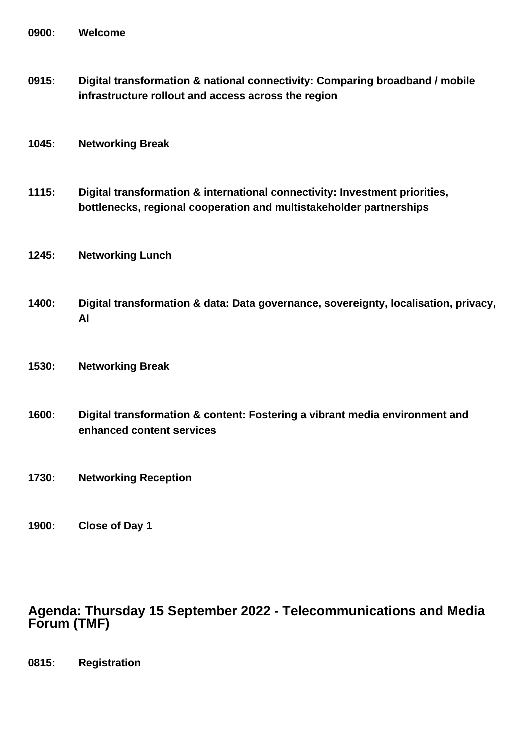**0900:** **Welcome**

**0915:** **Digital transformation & national connectivity: Comparing broadband / mobile infrastructure rollout and access across the region**

**1045:** **Networking Break**

**1115:** **Digital transformation & international connectivity: Investment priorities, bottlenecks, regional cooperation and multistakeholder partnerships**

**1245:** **Networking Lunch**

**1400:** **Digital transformation & data: Data governance, sovereignty, localisation, privacy, AI**

**1530:** **Networking Break**

**1600:** **Digital transformation & content: Fostering a vibrant media environment and enhanced content services**

**1730:** **Networking Reception**

**1900:** **Close of Day 1**

---

## Agenda: Thursday 15 September 2022 - Telecommunications and Media Forum (TMF)

**0815:** **Registration**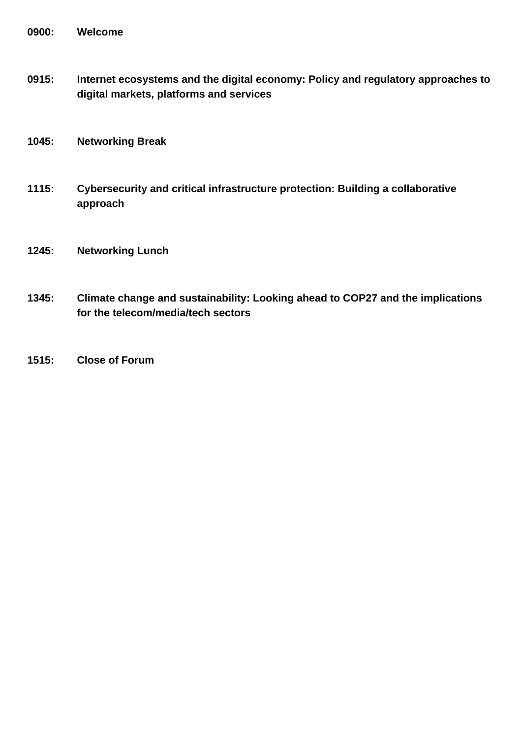**0900:** **Welcome**

**0915:** **Internet ecosystems and the digital economy: Policy and regulatory approaches to digital markets, platforms and services**

**1045:** **Networking Break**

**1115:** **Cybersecurity and critical infrastructure protection: Building a collaborative approach**

**1245:** **Networking Lunch**

**1345:** **Climate change and sustainability: Looking ahead to COP27 and the implications for the telecom/media/tech sectors**

**1515:** **Close of Forum**